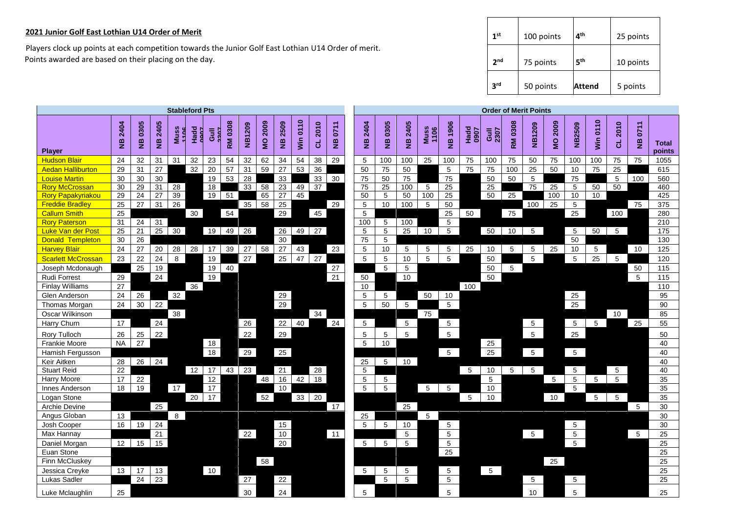## 2021 Junior Golf East Lothian U14 Order of Merit

Players clock up points at each competition towards the Junior Golf East Lothian U14 Order of merit.
Points awarded are based on their placing on the day.

| | | | |
|---|---|---|---|
| 1st | 100 points | 4th | 25 points |
| 2nd | 75 points | 5th | 10 points |
| 3rd | 50 points | Attend | 5 points |

| | Stableford Pts | | | | | | | | | | | | | Order of Merit Points | | | | | | | | | | | | | | |
|---|---|---|---|---|---|---|---|---|---|---|---|---|---|---|---|---|---|---|---|---|---|---|---|---|---|---|---|---|
| Player | NB 2404 | NB 0305 | NB 2405 | Muss 1106 | Hadd 0907 | Gull 2307 | RM 0308 | NB1209 | MO 2009 | NB 2509 | Win 0110 | CL 2010 | NB 0711 | NB 2404 | NB 0305 | NB 2405 | Muss 1106 | NB 1906 | Hadd 0907 | Gull 2307 | RM 0308 | NB1209 | MO 2009 | NB2509 | Win 0110 | CL 2010 | NB 0711 | Total points |
| Hudson Blair | 24 | 32 | 31 | 31 | 32 | 23 | 54 | 32 | 62 | 34 | 54 | 38 | 29 | 5 | 100 | 100 | 25 | 100 | 75 | 100 | 75 | 50 | 75 | 100 | 100 | 75 | 75 | 1055 |
| Aedan Halliburton | 29 | 31 | 27 | | 32 | 20 | 57 | 31 | 59 | 27 | 53 | 36 | | 50 | 75 | 50 | | 5 | 75 | 75 | 100 | 25 | 50 | 10 | 75 | 25 | | 615 |
| Louise Martin | 30 | 30 | 30 | | | 19 | 53 | 28 | | 33 | | 33 | 30 | 75 | 50 | 75 | | 75 | | 50 | 50 | 5 | | 75 | | 5 | 100 | 560 |
| Rory McCrossan | 30 | 29 | 31 | 28 | | 18 | | 33 | 58 | 23 | 49 | 37 | | 75 | 25 | 100 | 5 | 25 | | 25 | | 75 | 25 | 5 | 50 | 50 | | 460 |
| Rory Papakyriakou | 29 | 24 | 27 | 39 | | 19 | 51 | | 65 | 27 | 45 | | | 50 | 5 | 50 | 100 | 25 | | 50 | 25 | | 100 | 10 | 10 | | | 425 |
| Freddie Bradley | 25 | 27 | 31 | 26 | | | | 35 | 58 | 25 | | | 29 | 5 | 10 | 100 | 5 | 50 | | | | 100 | 25 | 5 | | | 75 | 375 |
| Callum Smith | 25 | | | | 30 | | 54 | | | 29 | | 45 | | 5 | | | | 25 | 50 | | 75 | | | 25 | | 100 | | 280 |
| Rory Paterson | 31 | 24 | 31 | | | | | | | | | | | 100 | 5 | 100 | | 5 | | | | | | | | | | 210 |
| Luke Van der Post | 25 | 21 | 25 | 30 | | 19 | 49 | 26 | | 26 | 49 | 27 | | 5 | 5 | 25 | 10 | 5 | | 50 | 10 | 5 | | 5 | 50 | 5 | | 175 |
| Donald Templeton | 30 | 26 | | | | | | | | 30 | | | | 75 | 5 | | | | | | | | | 50 | | | | 130 |
| Harvey Blair | 24 | 27 | 20 | 28 | 28 | 17 | 39 | 27 | 58 | 27 | 43 | | 23 | 5 | 10 | 5 | 5 | 5 | 25 | 10 | 5 | 5 | 25 | 10 | 5 | | 10 | 125 |
| Scarlett McCrossan | 23 | 22 | 24 | 8 | | 19 | | 27 | | 25 | 47 | 27 | | 5 | 5 | 10 | 5 | 5 | | 50 | | 5 | | 5 | 25 | 5 | | 120 |
| Joseph Mcdonaugh | | 25 | 19 | | | 19 | 40 | | | | | | 27 | | 5 | 5 | | | | 50 | 5 | | | | | | 50 | 115 |
| Rudi Forrest | 29 | | 24 | | | 19 | | | | | | | 21 | 50 | | 10 | | | | 50 | | | | | | | 5 | 115 |
| Finlay Williams | 27 | | | | 36 | | | | | | | | | 10 | | | | | 100 | | | | | | | | | 110 |
| Glen Anderson | 24 | 26 | | 32 | | | | | | 29 | | | | 5 | 5 | | 50 | 10 | | | | | | 25 | | | | 95 |
| Thomas Morgan | 24 | 30 | 22 | | | | | | | 29 | | | | 5 | 50 | 5 | | 5 | | | | | | 25 | | | | 90 |
| Oscar Wilkinson | | | | 38 | | | | | | | | 34 | | | | | 75 | | | | | | | | | 10 | | 85 |
| Harry Churn | 17 | | 24 | | | | | 26 | | 22 | 40 | | 24 | 5 | | 5 | | 5 | | | | 5 | | 5 | 5 | | 25 | 55 |
| Rory Tulloch | 26 | 25 | 22 | | | | | 22 | | 29 | | | | 5 | 5 | 5 | | 5 | | | | 5 | | 25 | | | | 50 |
| Frankie Moore | NA | 27 | | | | 18 | | | | | | | | 5 | 10 | | | | | 25 | | | | | | | | 40 |
| Hamish Fergusson | | | | | | 18 | | 29 | | 25 | | | | | | | | 5 | | 25 | | 5 | | 5 | | | | 40 |
| Keir Aitken | 28 | 26 | 24 | | | | | | | | | | | 25 | 5 | 10 | | | | | | | | | | | | 40 |
| Stuart Reid | 22 | | | | 12 | 17 | 43 | 23 | | 21 | | 28 | | 5 | | | | | 5 | 10 | 5 | 5 | | 5 | | 5 | | 40 |
| Harry Moore | 17 | 22 | | | | 12 | | | 48 | 16 | 42 | 18 | | 5 | 5 | | | | | 5 | | | 5 | 5 | 5 | 5 | | 35 |
| Innes Anderson | 18 | 19 | | 17 | | 17 | | | | 10 | | | | 5 | 5 | | 5 | 5 | | 10 | | | | 5 | | | | 35 |
| Logan Stone | | | | | 20 | 17 | | | 52 | | 33 | 20 | | | | | | | 5 | 10 | | | 10 | | 5 | 5 | | 35 |
| Archie Devine | | | 25 | | | | | | | | | | 17 | | | 25 | | | | | | | | | | | 5 | 30 |
| Angus Globan | 13 | | | 8 | | | | | | | | | | 25 | | | 5 | | | | | | | | | | | 30 |
| Josh Cooper | 16 | 19 | 24 | | | | | | | 15 | | | | 5 | 5 | 10 | | 5 | | | | | | 5 | | | | 30 |
| Max Hannay | | | 21 | | | | | 22 | | 10 | | | 11 | | | 5 | | 5 | | | | 5 | | 5 | | | 5 | 25 |
| Daniel Morgan | 12 | 15 | 15 | | | | | | | 20 | | | | 5 | 5 | 5 | | 5 | | | | | | 5 | | | | 25 |
| Euan Stone | | | | | | | | | | | | | | | | | | 25 | | | | | | | | | | 25 |
| Finn McCluskey | | | | | | | | | 58 | | | | | | | | | | | | | | 25 | | | | | 25 |
| Jessica Creyke | 13 | 17 | 13 | | | 10 | | | | | | | | 5 | 5 | 5 | | 5 | | 5 | | | | | | | | 25 |
| Lukas Sadler | | 24 | 23 | | | | | 27 | | 22 | | | | | 5 | 5 | | 5 | | | | 5 | | 5 | | | | 25 |
| Luke Mclaughlin | 25 | | | | | | | 30 | | 24 | | | | 5 | | | | 5 | | | | 10 | | 5 | | | | 25 |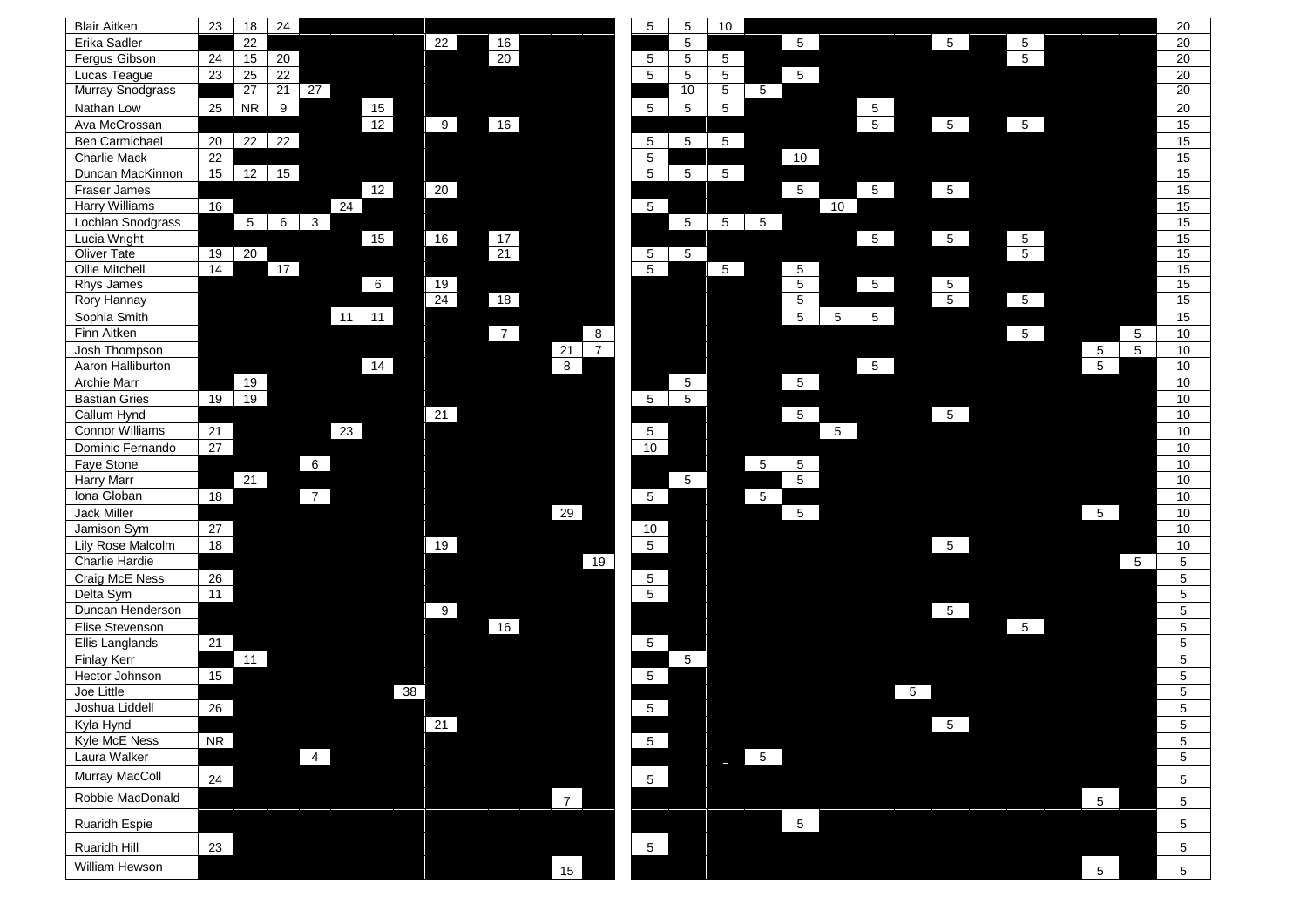| | | | | | | | | | | | | | | | | | | | | | | | | |
|---|---|---|---|---|---|---|---|---|---|---|---|---|---|---|---|---|---|---|---|---|---|---|---|---|
| Blair Aitken | 23 | 18 | 24 | | | | | | | | | 5 | 5 | 10 | | | | | | | | | | 20 |
| Erika Sadler | | 22 | | | | | | 22 | 16 | | | | 5 | | | 5 | | | | 5 | 5 | | | 20 |
| Fergus Gibson | 24 | 15 | 20 | | | | | | 20 | | | 5 | 5 | 5 | | | | | | | 5 | | | 20 |
| Lucas Teague | 23 | 25 | 22 | | | | | | | | | 5 | 5 | 5 | | 5 | | | | | | | | 20 |
| Murray Snodgrass | | 27 | 21 | 27 | | | | | | | | | 10 | 5 | 5 | | | | | | | | | 20 |
| Nathan Low | 25 | NR | 9 | | | 15 | | | | | | 5 | 5 | 5 | | | | 5 | | | | | | 20 |
| Ava McCrossan | | | | | | 12 | | 9 | 16 | | | | | | | | | 5 | | 5 | 5 | | | 15 |
| Ben Carmichael | 20 | 22 | 22 | | | | | | | | | 5 | 5 | 5 | | | | | | | | | | 15 |
| Charlie Mack | 22 | | | | | | | | | | | 5 | | | | 10 | | | | | | | | 15 |
| Duncan MacKinnon | 15 | 12 | 15 | | | | | | | | | 5 | 5 | 5 | | | | | | | | | | 15 |
| Fraser James | | | | | | 12 | | 20 | | | | | | | | 5 | | 5 | | 5 | | | | 15 |
| Harry Williams | 16 | | | | 24 | | | | | | | 5 | | | | | 10 | | | | | | | 15 |
| Lochlan Snodgrass | | 5 | 6 | 3 | | | | | | | | | 5 | 5 | 5 | | | | | | | | | 15 |
| Lucia Wright | | | | | | 15 | | 16 | 17 | | | | | | | | | 5 | | 5 | 5 | | | 15 |
| Oliver Tate | 19 | 20 | | | | | | | 21 | | | 5 | 5 | | | | | | | | 5 | | | 15 |
| Ollie Mitchell | 14 | | 17 | | | | | | | | | 5 | | 5 | | 5 | | | | | | | | 15 |
| Rhys James | | | | | | 6 | | 19 | | | | | | | | 5 | | 5 | | 5 | | | | 15 |
| Rory Hannay | | | | | | | | 24 | 18 | | | | | | | 5 | | | | 5 | 5 | | | 15 |
| Sophia Smith | | | | | 11 | 11 | | | | | | | | | | 5 | 5 | 5 | | | | | | 15 |
| Finn Aitken | | | | | | | | | 7 | | 8 | | | | | | | | | | 5 | | 5 | 10 |
| Josh Thompson | | | | | | | | | | 21 | 7 | | | | | | | | | | | 5 | 5 | 10 |
| Aaron Halliburton | | | | | | 14 | | | | 8 | | | | | | | | 5 | | | | 5 | | 10 |
| Archie Marr | | 19 | | | | | | | | | | | 5 | | | 5 | | | | | | | | 10 |
| Bastian Gries | 19 | 19 | | | | | | | | | | 5 | 5 | | | | | | | | | | | 10 |
| Callum Hynd | | | | | | | | 21 | | | | | | | | 5 | | | | 5 | | | | 10 |
| Connor Williams | 21 | | | | 23 | | | | | | | 5 | | | | | 5 | | | | | | | 10 |
| Dominic Fernando | 27 | | | | | | | | | | | 10 | | | | | | | | | | | | 10 |
| Faye Stone | | | | 6 | | | | | | | | | | | 5 | 5 | | | | | | | | 10 |
| Harry Marr | | 21 | | | | | | | | | | | 5 | | | 5 | | | | | | | | 10 |
| Iona Globan | 18 | | | 7 | | | | | | | | 5 | | | 5 | | | | | | | | | 10 |
| Jack Miller | | | | | | | | | | 29 | | | | | | 5 | | | | | | 5 | | 10 |
| Jamison Sym | 27 | | | | | | | | | | | 10 | | | | | | | | | | | | 10 |
| Lily Rose Malcolm | 18 | | | | | | | 19 | | | | 5 | | | | | | | | 5 | | | | 10 |
| Charlie Hardie | | | | | | | | | | | 19 | | | | | | | | | | | | 5 | 5 |
| Craig McE Ness | 26 | | | | | | | | | | | 5 | | | | | | | | | | | | 5 |
| Delta Sym | 11 | | | | | | | | | | | 5 | | | | | | | | | | | | 5 |
| Duncan Henderson | | | | | | | | 9 | | | | | | | | | | | | 5 | | | | 5 |
| Elise Stevenson | | | | | | | | | 16 | | | | | | | | | | | | 5 | | | 5 |
| Ellis Langlands | 21 | | | | | | | | | | | 5 | | | | | | | | | | | | 5 |
| Finlay Kerr | | 11 | | | | | | | | | | | 5 | | | | | | | | | | | 5 |
| Hector Johnson | 15 | | | | | | | | | | | 5 | | | | | | | | | | | | 5 |
| Joe Little | | | | | | | 38 | | | | | | | | | | | | 5 | | | | | 5 |
| Joshua Liddell | 26 | | | | | | | | | | | 5 | | | | | | | | | | | | 5 |
| Kyla Hynd | | | | | | | | 21 | | | | | | | | | | | | 5 | | | | 5 |
| Kyle McE Ness | NR | | | | | | | | | | | 5 | | | | | | | | | | | | 5 |
| Laura Walker | | | | 4 | | | | | | | | | | | 5 | | | | | | | | | 5 |
| Murray MacColl | 24 | | | | | | | | | | | 5 | | | | | | | | | | | | 5 |
| Robbie MacDonald | | | | | | | | | | 7 | | | | | | | | | | | | 5 | | 5 |
| Ruaridh Espie | | | | | | | | | | | | | | | | 5 | | | | | | | | 5 |
| Ruaridh Hill | 23 | | | | | | | | | | | 5 | | | | | | | | | | | | 5 |
| William Hewson | | | | | | | | | | 15 | | | | | | | | | | | | 5 | | 5 |